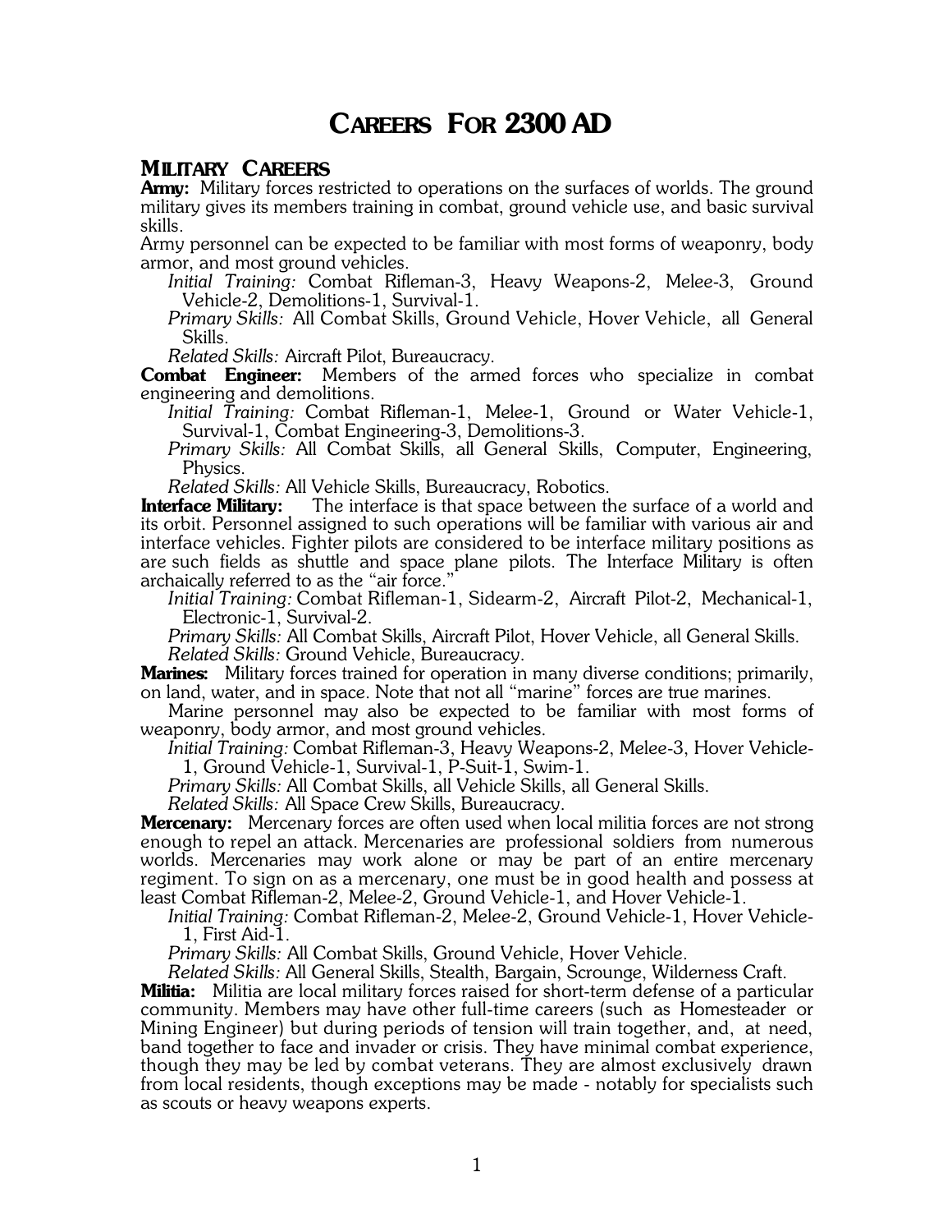# CAREERS FOR 2300 AD

## MILITARY CAREERS

**Army:** Military forces restricted to operations on the surfaces of worlds. The ground military gives its members training in combat, ground vehicle use, and basic survival skills.

Army personnel can be expected to be familiar with most forms of weaponry, body armor, and most ground vehicles.

*Initial Training:* Combat Rifleman-3, Heavy Weapons-2, Melee-3, Ground Vehicle-2, Demolitions-1, Survival-1.

*Primary Skills:* All Combat Skills, Ground Vehicle, Hover Vehicle, all General Skills.

*Related Skills:* Aircraft Pilot, Bureaucracy.

**Combat Engineer:** Members of the armed forces who specialize in combat engineering and demolitions.

*Initial Training:* Combat Rifleman-1, Melee-1, Ground or Water Vehicle-1, Survival-1, Combat Engineering-3, Demolitions-3.

*Primary Skills:* All Combat Skills, all General Skills, Computer, Engineering, Physics.

*Related Skills:* All Vehicle Skills, Bureaucracy, Robotics.

**Interface Military:** The interface is that space between the surface of a world and its orbit. Personnel assigned to such operations will be familiar with various air and interface vehicles. Fighter pilots are considered to be interface military positions as are such fields as shuttle and space plane pilots. The Interface Military is often archaically referred to as the "air force."

*Initial Training:* Combat Rifleman-1, Sidearm-2, Aircraft Pilot-2, Mechanical-1, Electronic-1, Survival-2.

*Primary Skills:* All Combat Skills, Aircraft Pilot, Hover Vehicle, all General Skills.

*Related Skills:* Ground Vehicle, Bureaucracy.

**Marines:** Military forces trained for operation in many diverse conditions; primarily, on land, water, and in space. Note that not all "marine" forces are true marines.

Marine personnel may also be expected to be familiar with most forms of weaponry, body armor, and most ground vehicles.

*Initial Training:* Combat Rifleman-3, Heavy Weapons-2, Melee-3, Hover Vehicle-1, Ground Vehicle-1, Survival-1, P-Suit-1, Swim-1.

*Primary Skills:* All Combat Skills, all Vehicle Skills, all General Skills.

*Related Skills:* All Space Crew Skills, Bureaucracy.

**Mercenary:** Mercenary forces are often used when local militia forces are not strong enough to repel an attack. Mercenaries are professional soldiers from numerous worlds. Mercenaries may work alone or may be part of an entire mercenary regiment. To sign on as a mercenary, one must be in good health and possess at least Combat Rifleman-2, Melee-2, Ground Vehicle-1, and Hover Vehicle-1.

*Initial Training:* Combat Rifleman-2, Melee-2, Ground Vehicle-1, Hover Vehicle-1, First Aid-1.

*Primary Skills:* All Combat Skills, Ground Vehicle, Hover Vehicle.

*Related Skills:* All General Skills, Stealth, Bargain, Scrounge, Wilderness Craft.

**Militia:** Militia are local military forces raised for short-term defense of a particular community. Members may have other full-time careers (such as Homesteader or Mining Engineer) but during periods of tension will train together, and, at need, band together to face and invader or crisis. They have minimal combat experience, though they may be led by combat veterans. They are almost exclusively drawn from local residents, though exceptions may be made - notably for specialists such as scouts or heavy weapons experts.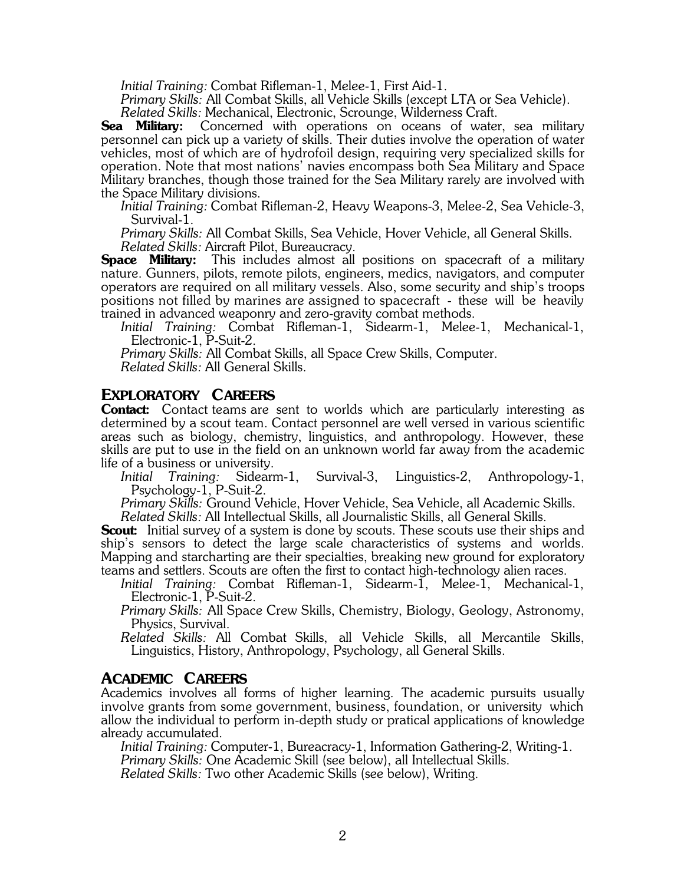*Initial Training:* Combat Rifleman-1, Melee-1, First Aid-1.

*Primary Skills:* All Combat Skills, all Vehicle Skills (except LTA or Sea Vehicle).

*Related Skills:* Mechanical, Electronic, Scrounge, Wilderness Craft.

**Sea Military:** Concerned with operations on oceans of water, sea military personnel can pick up a variety of skills. Their duties involve the operation of water vehicles, most of which are of hydrofoil design, requiring very specialized skills for operation. Note that most nations' navies encompass both Sea Military and Space Military branches, though those trained for the Sea Military rarely are involved with the Space Military divisions.

*Initial Training:* Combat Rifleman-2, Heavy Weapons-3, Melee-2, Sea Vehicle-3, Survival-1.

*Primary Skills:* All Combat Skills, Sea Vehicle, Hover Vehicle, all General Skills.

*Related Skills:* Aircraft Pilot, Bureaucracy.

**Space Military:** This includes almost all positions on spacecraft of a military nature. Gunners, pilots, remote pilots, engineers, medics, navigators, and computer operators are required on all military vessels. Also, some security and ship's troops positions not filled by marines are assigned to spacecraft - these will be heavily trained in advanced weaponry and zero-gravity combat methods.

*Initial Training:* Combat Rifleman-1, Sidearm-1, Melee-1, Mechanical-1, Electronic-1, P-Suit-2.

*Primary Skills:* All Combat Skills, all Space Crew Skills, Computer.

*Related Skills:* All General Skills.

## EXPLORATORY CAREERS

**Contact:** Contact teams are sent to worlds which are particularly interesting as determined by a scout team. Contact personnel are well versed in various scientific areas such as biology, chemistry, linguistics, and anthropology. However, these skills are put to use in the field on an unknown world far away from the academic life of a business or university.

*Initial Training:* Sidearm-1, Survival-3, Linguistics-2, Anthropology-1, Psychology-1, P-Suit-2.

*Primary Skills:* Ground Vehicle, Hover Vehicle, Sea Vehicle, all Academic Skills.

*Related Skills:* All Intellectual Skills, all Journalistic Skills, all General Skills.

**Scout:** Initial survey of a system is done by scouts. These scouts use their ships and ship's sensors to detect the large scale characteristics of systems and worlds. Mapping and starcharting are their specialties, breaking new ground for exploratory teams and settlers. Scouts are often the first to contact high-technology alien races.

*Initial Training:* Combat Rifleman-1, Sidearm-1, Melee-1, Mechanical-1, Electronic-1, P-Suit-2.

*Primary Skills:* All Space Crew Skills, Chemistry, Biology, Geology, Astronomy, Physics, Survival.

*Related Skills:* All Combat Skills, all Vehicle Skills, all Mercantile Skills, Linguistics, History, Anthropology, Psychology, all General Skills.

## ACADEMIC CAREERS

Academics involves all forms of higher learning. The academic pursuits usually involve grants from some government, business, foundation, or university which allow the individual to perform in-depth study or pratical applications of knowledge already accumulated.

*Initial Training:* Computer-1, Bureacracy-1, Information Gathering-2, Writing-1.

*Primary Skills:* One Academic Skill (see below), all Intellectual Skills.

*Related Skills:* Two other Academic Skills (see below), Writing.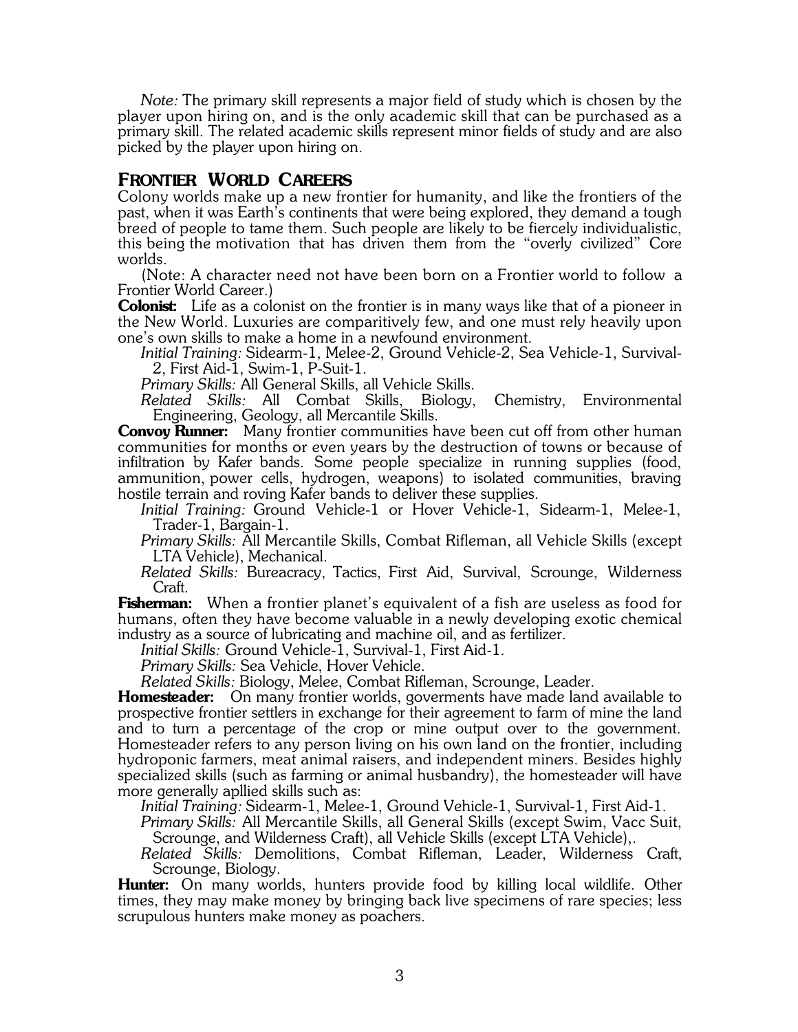*Note:* The primary skill represents a major field of study which is chosen by the player upon hiring on, and is the only academic skill that can be purchased as a primary skill. The related academic skills represent minor fields of study and are also picked by the player upon hiring on.

## FRONTIER WORLD CAREERS

Colony worlds make up a new frontier for humanity, and like the frontiers of the past, when it was Earth's continents that were being explored, they demand a tough breed of people to tame them. Such people are likely to be fiercely individualistic, this being the motivation that has driven them from the "overly civilized" Core worlds.

(Note: A character need not have been born on a Frontier world to follow a Frontier World Career.)

**Colonist:** Life as a colonist on the frontier is in many ways like that of a pioneer in the New World. Luxuries are comparitively few, and one must rely heavily upon one's own skills to make a home in a newfound environment.

*Initial Training:* Sidearm-1, Melee-2, Ground Vehicle-2, Sea Vehicle-1, Survival-2, First Aid-1, Swim-1, P-Suit-1.

*Primary Skills:* All General Skills, all Vehicle Skills.

*Related Skills:* All Combat Skills, Biology, Chemistry, Environmental Engineering, Geology, all Mercantile Skills.

**Convoy Runner:** Many frontier communities have been cut off from other human communities for months or even years by the destruction of towns or because of infiltration by Kafer bands. Some people specialize in running supplies (food, ammunition, power cells, hydrogen, weapons) to isolated communities, braving hostile terrain and roving Kafer bands to deliver these supplies.

*Initial Training:* Ground Vehicle-1 or Hover Vehicle-1, Sidearm-1, Melee-1, Trader-1, Bargain-1.

*Primary Skills:* All Mercantile Skills, Combat Rifleman, all Vehicle Skills (except LTA Vehicle), Mechanical.

*Related Skills:* Bureacracy, Tactics, First Aid, Survival, Scrounge, Wilderness Craft.

**Fisherman:** When a frontier planet's equivalent of a fish are useless as food for humans, often they have become valuable in a newly developing exotic chemical industry as a source of lubricating and machine oil, and as fertilizer.

*Initial Skills:* Ground Vehicle-1, Survival-1, First Aid-1.

*Primary Skills:* Sea Vehicle, Hover Vehicle.

*Related Skills:* Biology, Melee, Combat Rifleman, Scrounge, Leader.

**Homesteader:** On many frontier worlds, goverments have made land available to prospective frontier settlers in exchange for their agreement to farm of mine the land and to turn a percentage of the crop or mine output over to the government. Homesteader refers to any person living on his own land on the frontier, including hydroponic farmers, meat animal raisers, and independent miners. Besides highly specialized skills (such as farming or animal husbandry), the homesteader will have more generally apllied skills such as:

*Initial Training:* Sidearm-1, Melee-1, Ground Vehicle-1, Survival-1, First Aid-1.

*Primary Skills:* All Mercantile Skills, all General Skills (except Swim, Vacc Suit, Scrounge, and Wilderness Craft), all Vehicle Skills (except LTA Vehicle),.

*Related Skills:* Demolitions, Combat Rifleman, Leader, Wilderness Craft, Scrounge, Biology.

**Hunter:** On many worlds, hunters provide food by killing local wildlife. Other times, they may make money by bringing back live specimens of rare species; less scrupulous hunters make money as poachers.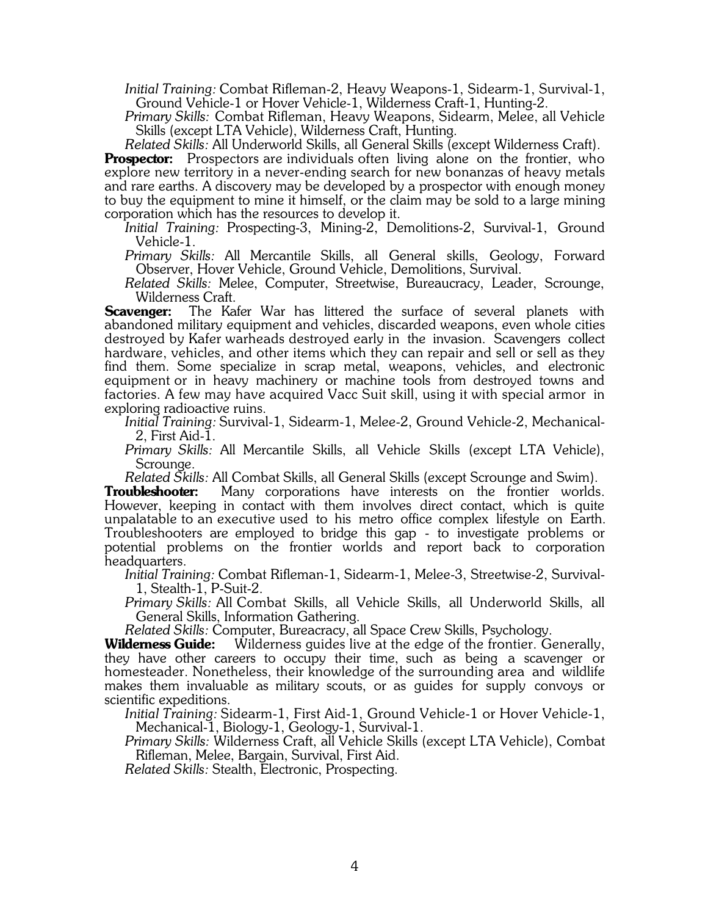*Initial Training:* Combat Rifleman-2, Heavy Weapons-1, Sidearm-1, Survival-1, Ground Vehicle-1 or Hover Vehicle-1, Wilderness Craft-1, Hunting-2.

*Primary Skills:* Combat Rifleman, Heavy Weapons, Sidearm, Melee, all Vehicle Skills (except LTA Vehicle), Wilderness Craft, Hunting.

*Related Skills:* All Underworld Skills, all General Skills (except Wilderness Craft).

**Prospector:** Prospectors are individuals often living alone on the frontier, who explore new territory in a never-ending search for new bonanzas of heavy metals and rare earths. A discovery may be developed by a prospector with enough money to buy the equipment to mine it himself, or the claim may be sold to a large mining corporation which has the resources to develop it.

*Initial Training:* Prospecting-3, Mining-2, Demolitions-2, Survival-1, Ground Vehicle-1.

*Primary Skills:* All Mercantile Skills, all General skills, Geology, Forward Observer, Hover Vehicle, Ground Vehicle, Demolitions, Survival.

*Related Skills:* Melee, Computer, Streetwise, Bureaucracy, Leader, Scrounge, Wilderness Craft.

**Scavenger:** The Kafer War has littered the surface of several planets with abandoned military equipment and vehicles, discarded weapons, even whole cities destroyed by Kafer warheads destroyed early in the invasion. Scavengers collect hardware, vehicles, and other items which they can repair and sell or sell as they find them. Some specialize in scrap metal, weapons, vehicles, and electronic equipment or in heavy machinery or machine tools from destroyed towns and factories. A few may have acquired Vacc Suit skill, using it with special armor in exploring radioactive ruins.

*Initial Training:* Survival-1, Sidearm-1, Melee-2, Ground Vehicle-2, Mechanical-2, First Aid-1.

*Primary Skills:* All Mercantile Skills, all Vehicle Skills (except LTA Vehicle), Scrounge.

*Related Skills:* All Combat Skills, all General Skills (except Scrounge and Swim).

**Troubleshooter:** Many corporations have interests on the frontier worlds. However, keeping in contact with them involves direct contact, which is quite unpalatable to an executive used to his metro office complex lifestyle on Earth. Troubleshooters are employed to bridge this gap - to investigate problems or potential problems on the frontier worlds and report back to corporation headquarters.

*Initial Training:* Combat Rifleman-1, Sidearm-1, Melee-3, Streetwise-2, Survival-1, Stealth-1, P-Suit-2.

*Primary Skills:* All Combat Skills, all Vehicle Skills, all Underworld Skills, all General Skills, Information Gathering.

*Related Skills:* Computer, Bureacracy, all Space Crew Skills, Psychology.

**Wilderness Guide:** Wilderness guides live at the edge of the frontier. Generally, they have other careers to occupy their time, such as being a scavenger or homesteader. Nonetheless, their knowledge of the surrounding area and wildlife makes them invaluable as military scouts, or as guides for supply convoys or scientific expeditions.

*Initial Training:* Sidearm-1, First Aid-1, Ground Vehicle-1 or Hover Vehicle-1, Mechanical-1, Biology-1, Geology-1, Survival-1.

*Primary Skills:* Wilderness Craft, all Vehicle Skills (except LTA Vehicle), Combat Rifleman, Melee, Bargain, Survival, First Aid.

*Related Skills:* Stealth, Electronic, Prospecting.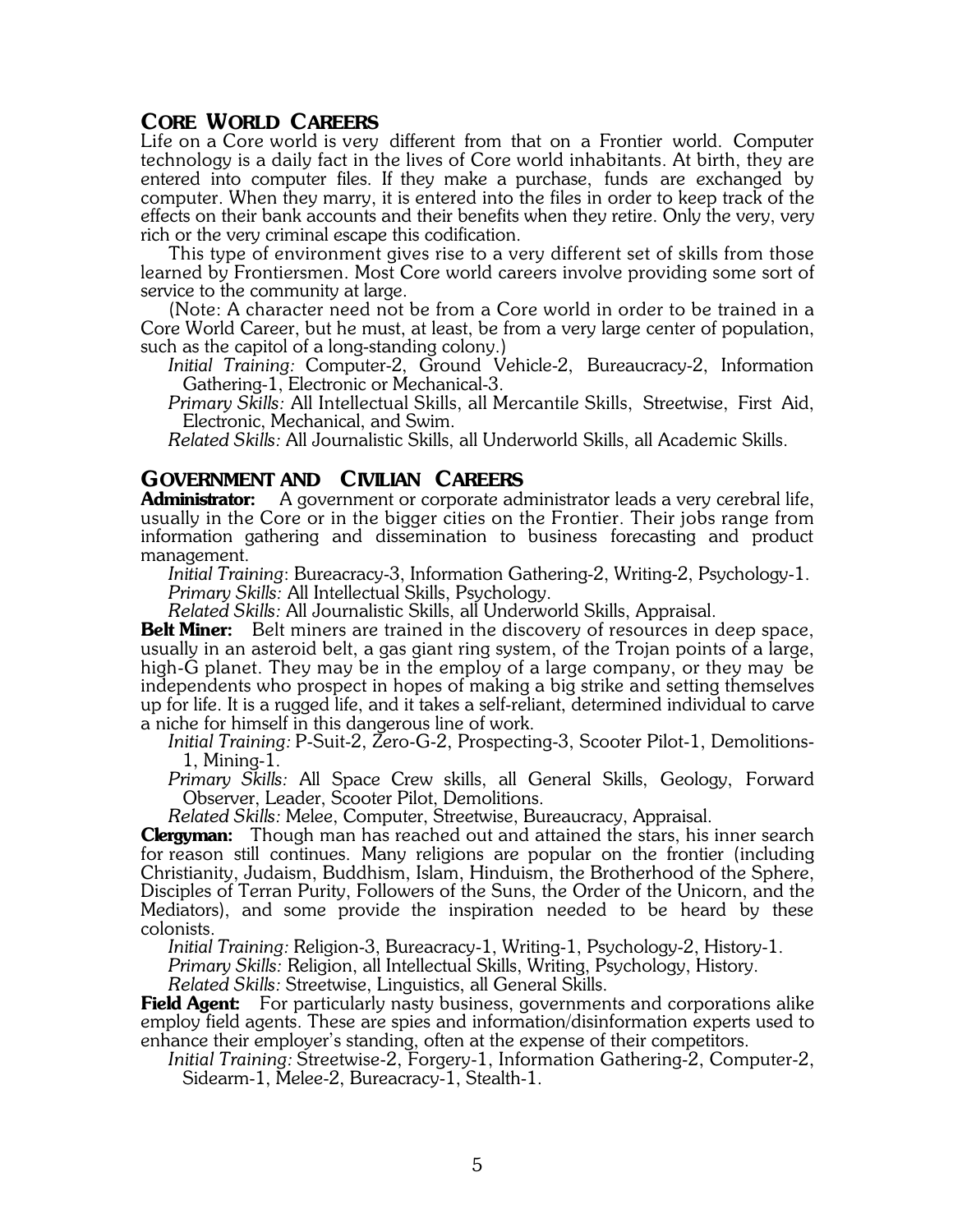## CORE WORLD CAREERS

Life on a Core world is very different from that on a Frontier world. Computer technology is a daily fact in the lives of Core world inhabitants. At birth, they are entered into computer files. If they make a purchase, funds are exchanged by computer. When they marry, it is entered into the files in order to keep track of the effects on their bank accounts and their benefits when they retire. Only the very, very rich or the very criminal escape this codification.

This type of environment gives rise to a very different set of skills from those learned by Frontiersmen. Most Core world careers involve providing some sort of service to the community at large.

(Note: A character need not be from a Core world in order to be trained in a Core World Career, but he must, at least, be from a very large center of population, such as the capitol of a long-standing colony.)

*Initial Training:* Computer-2, Ground Vehicle-2, Bureaucracy-2, Information Gathering-1, Electronic or Mechanical-3.

*Primary Skills:* All Intellectual Skills, all Mercantile Skills, Streetwise, First Aid, Electronic, Mechanical, and Swim.

*Related Skills:* All Journalistic Skills, all Underworld Skills, all Academic Skills.

## GOVERNMENT AND CIVILIAN CAREERS

**Administrator:** A government or corporate administrator leads a very cerebral life, usually in the Core or in the bigger cities on the Frontier. Their jobs range from information gathering and dissemination to business forecasting and product management.

*Initial Training:* Bureacracy-3, Information Gathering-2, Writing-2, Psychology-1.

*Primary Skills:* All Intellectual Skills, Psychology.

*Related Skills:* All Journalistic Skills, all Underworld Skills, Appraisal.

**Belt Miner:** Belt miners are trained in the discovery of resources in deep space, usually in an asteroid belt, a gas giant ring system, of the Trojan points of a large, high-G planet. They may be in the employ of a large company, or they may be independents who prospect in hopes of making a big strike and setting themselves up for life. It is a rugged life, and it takes a self-reliant, determined individual to carve a niche for himself in this dangerous line of work.

*Initial Training:* P-Suit-2, Zero-G-2, Prospecting-3, Scooter Pilot-1, Demolitions-1, Mining-1.

*Primary Skills:* All Space Crew skills, all General Skills, Geology, Forward Observer, Leader, Scooter Pilot, Demolitions.

*Related Skills:* Melee, Computer, Streetwise, Bureaucracy, Appraisal.

**Clergyman:** Though man has reached out and attained the stars, his inner search for reason still continues. Many religions are popular on the frontier (including Christianity, Judaism, Buddhism, Islam, Hinduism, the Brotherhood of the Sphere, Disciples of Terran Purity, Followers of the Suns, the Order of the Unicorn, and the Mediators), and some provide the inspiration needed to be heard by these colonists.

*Initial Training:* Religion-3, Bureacracy-1, Writing-1, Psychology-2, History-1.

*Primary Skills:* Religion, all Intellectual Skills, Writing, Psychology, History.

*Related Skills:* Streetwise, Linguistics, all General Skills.

**Field Agent:** For particularly nasty business, governments and corporations alike employ field agents. These are spies and information/disinformation experts used to enhance their employer's standing, often at the expense of their competitors.

*Initial Training:* Streetwise-2, Forgery-1, Information Gathering-2, Computer-2, Sidearm-1, Melee-2, Bureacracy-1, Stealth-1.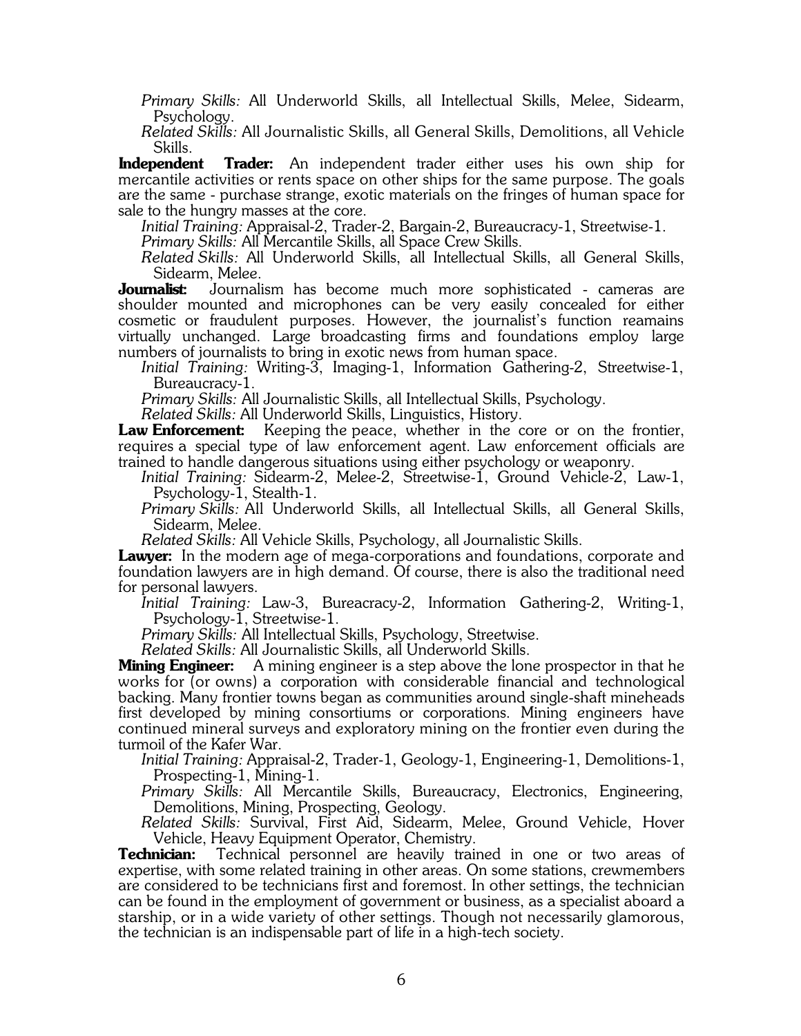*Primary Skills:* All Underworld Skills, all Intellectual Skills, Melee, Sidearm, Psychology.

*Related Skills:* All Journalistic Skills, all General Skills, Demolitions, all Vehicle Skills.

**Independent Trader:** An independent trader either uses his own ship for mercantile activities or rents space on other ships for the same purpose. The goals are the same - purchase strange, exotic materials on the fringes of human space for sale to the hungry masses at the core.

*Initial Training:* Appraisal-2, Trader-2, Bargain-2, Bureaucracy-1, Streetwise-1.

*Primary Skills:* All Mercantile Skills, all Space Crew Skills.

*Related Skills:* All Underworld Skills, all Intellectual Skills, all General Skills, Sidearm, Melee.

**Journalist:** Journalism has become much more sophisticated - cameras are shoulder mounted and microphones can be very easily concealed for either cosmetic or fraudulent purposes. However, the journalist's function reamains virtually unchanged. Large broadcasting firms and foundations employ large numbers of journalists to bring in exotic news from human space.

*Initial Training:* Writing-3, Imaging-1, Information Gathering-2, Streetwise-1, Bureaucracy-1.

*Primary Skills:* All Journalistic Skills, all Intellectual Skills, Psychology.

*Related Skills:* All Underworld Skills, Linguistics, History.

**Law Enforcement:** Keeping the peace, whether in the core or on the frontier, requires a special type of law enforcement agent. Law enforcement officials are trained to handle dangerous situations using either psychology or weaponry.

*Initial Training:* Sidearm-2, Melee-2, Streetwise-1, Ground Vehicle-2, Law-1, Psychology-1, Stealth-1.

*Primary Skills:* All Underworld Skills, all Intellectual Skills, all General Skills, Sidearm, Melee.

*Related Skills:* All Vehicle Skills, Psychology, all Journalistic Skills.

**Lawyer:** In the modern age of mega-corporations and foundations, corporate and foundation lawyers are in high demand. Of course, there is also the traditional need for personal lawyers.

*Initial Training:* Law-3, Bureacracy-2, Information Gathering-2, Writing-1, Psychology-1, Streetwise-1.

*Primary Skills:* All Intellectual Skills, Psychology, Streetwise.

*Related Skills:* All Journalistic Skills, all Underworld Skills.

**Mining Engineer:** A mining engineer is a step above the lone prospector in that he works for (or owns) a corporation with considerable financial and technological backing. Many frontier towns began as communities around single-shaft mineheads first developed by mining consortiums or corporations. Mining engineers have continued mineral surveys and exploratory mining on the frontier even during the turmoil of the Kafer War.

*Initial Training:* Appraisal-2, Trader-1, Geology-1, Engineering-1, Demolitions-1, Prospecting-1, Mining-1.

*Primary Skills:* All Mercantile Skills, Bureaucracy, Electronics, Engineering, Demolitions, Mining, Prospecting, Geology.

*Related Skills:* Survival, First Aid, Sidearm, Melee, Ground Vehicle, Hover Vehicle, Heavy Equipment Operator, Chemistry.

**Technician:** Technical personnel are heavily trained in one or two areas of expertise, with some related training in other areas. On some stations, crewmembers are considered to be technicians first and foremost. In other settings, the technician can be found in the employment of government or business, as a specialist aboard a starship, or in a wide variety of other settings. Though not necessarily glamorous, the technician is an indispensable part of life in a high-tech society.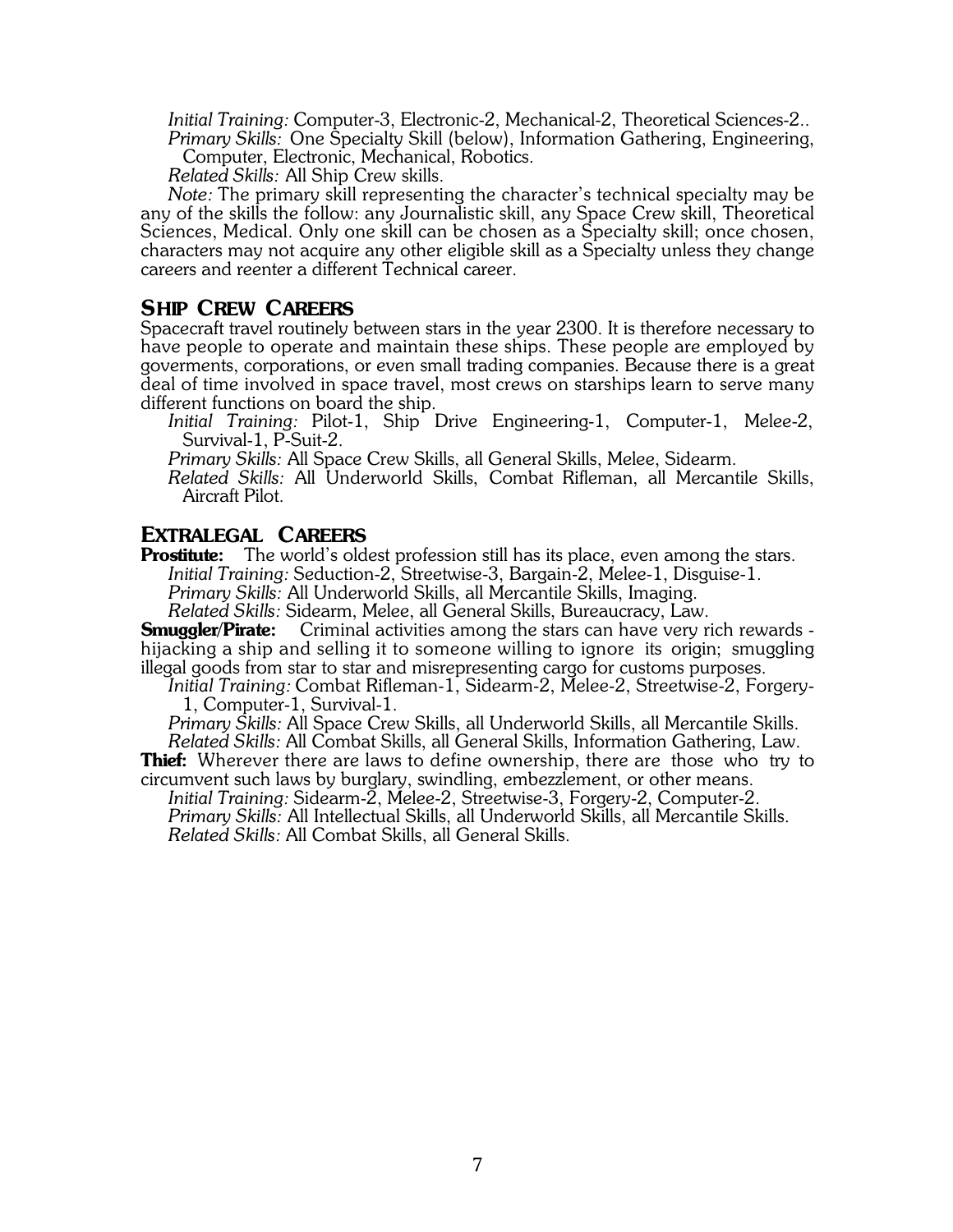*Initial Training:* Computer-3, Electronic-2, Mechanical-2, Theoretical Sciences-2..

*Primary Skills:* One Specialty Skill (below), Information Gathering, Engineering, Computer, Electronic, Mechanical, Robotics.

*Related Skills:* All Ship Crew skills.

*Note:* The primary skill representing the character's technical specialty may be any of the skills the follow: any Journalistic skill, any Space Crew skill, Theoretical Sciences, Medical. Only one skill can be chosen as a Specialty skill; once chosen, characters may not acquire any other eligible skill as a Specialty unless they change careers and reenter a different Technical career.

## SHIP CREW CAREERS

Spacecraft travel routinely between stars in the year 2300. It is therefore necessary to have people to operate and maintain these ships. These people are employed by goverments, corporations, or even small trading companies. Because there is a great deal of time involved in space travel, most crews on starships learn to serve many different functions on board the ship.

*Initial Training:* Pilot-1, Ship Drive Engineering-1, Computer-1, Melee-2, Survival-1, P-Suit-2.

*Primary Skills:* All Space Crew Skills, all General Skills, Melee, Sidearm.

*Related Skills:* All Underworld Skills, Combat Rifleman, all Mercantile Skills, Aircraft Pilot.

## EXTRALEGAL CAREERS

**Prostitute:** The world's oldest profession still has its place, even among the stars.

*Initial Training:* Seduction-2, Streetwise-3, Bargain-2, Melee-1, Disguise-1.

*Primary Skills:* All Underworld Skills, all Mercantile Skills, Imaging.

*Related Skills:* Sidearm, Melee, all General Skills, Bureaucracy, Law.

**Smuggler/Pirate:** Criminal activities among the stars can have very rich rewards - hijacking a ship and selling it to someone willing to ignore its origin; smuggling illegal goods from star to star and misrepresenting cargo for customs purposes.

*Initial Training:* Combat Rifleman-1, Sidearm-2, Melee-2, Streetwise-2, Forgery-1, Computer-1, Survival-1.

*Primary Skills:* All Space Crew Skills, all Underworld Skills, all Mercantile Skills.

*Related Skills:* All Combat Skills, all General Skills, Information Gathering, Law.

**Thief:** Wherever there are laws to define ownership, there are those who try to circumvent such laws by burglary, swindling, embezzlement, or other means.

*Initial Training:* Sidearm-2, Melee-2, Streetwise-3, Forgery-2, Computer-2.

*Primary Skills:* All Intellectual Skills, all Underworld Skills, all Mercantile Skills.

*Related Skills:* All Combat Skills, all General Skills.